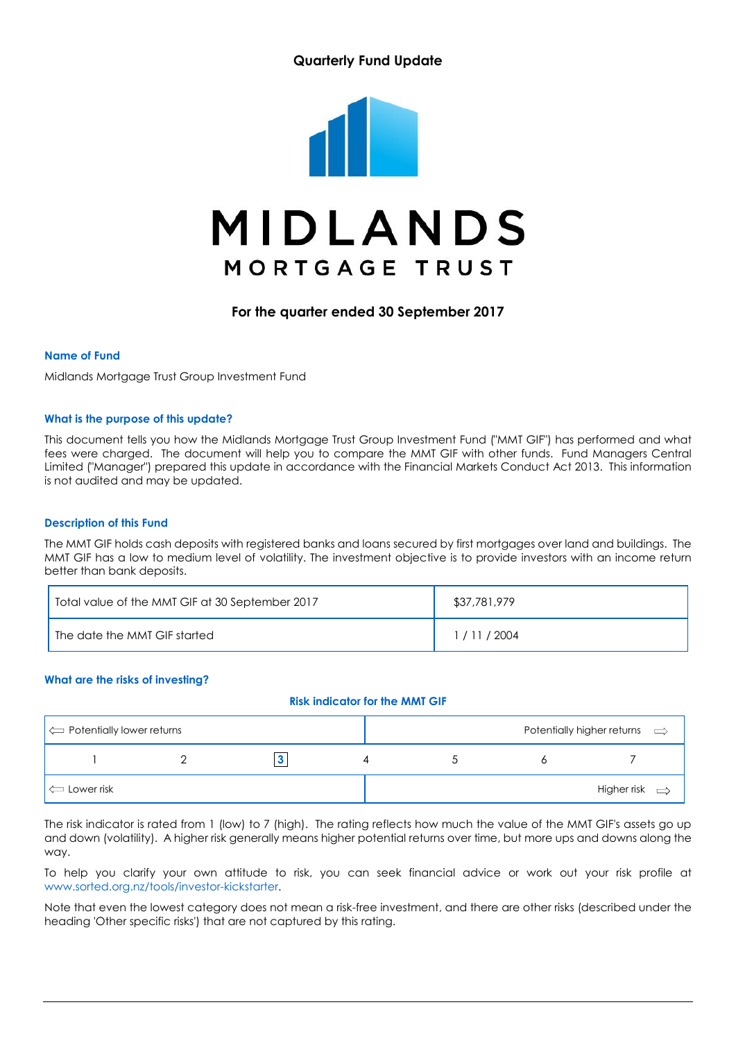# Quarterly Fund Update

**MIDLANDS**
**MORTGAGE TRUST**

## For the quarter ended 30 September 2017

### Name of Fund

Midlands Mortgage Trust Group Investment Fund

### What is the purpose of this update?

This document tells you how the Midlands Mortgage Trust Group Investment Fund ("MMT GIF") has performed and what fees were charged. The document will help you to compare the MMT GIF with other funds. Fund Managers Central Limited ("Manager") prepared this update in accordance with the Financial Markets Conduct Act 2013. This information is not audited and may be updated.

### Description of this Fund

The MMT GIF holds cash deposits with registered banks and loans secured by first mortgages over land and buildings. The MMT GIF has a low to medium level of volatility. The investment objective is to provide investors with an income return better than bank deposits.

| | |
|---|---|
| Total value of the MMT GIF at 30 September 2017 | $37,781,979 |
| The date the MMT GIF started | 1 / 11 / 2004 |

### What are the risks of investing?

**Risk indicator for the MMT GIF**

| ⇐ Potentially lower returns | | | | Potentially higher returns ⇒ | | |
|---|---|---|---|---|---|---|
| 1 | 2 | **[3]** | 4 | 5 | 6 | 7 |
| ⇐ Lower risk | | | | Higher risk ⇒ | | |

The risk indicator is rated from 1 (low) to 7 (high). The rating reflects how much the value of the MMT GIF's assets go up and down (volatility). A higher risk generally means higher potential returns over time, but more ups and downs along the way.

To help you clarify your own attitude to risk, you can seek financial advice or work out your risk profile at www.sorted.org.nz/tools/investor-kickstarter.

Note that even the lowest category does not mean a risk-free investment, and there are other risks (described under the heading 'Other specific risks') that are not captured by this rating.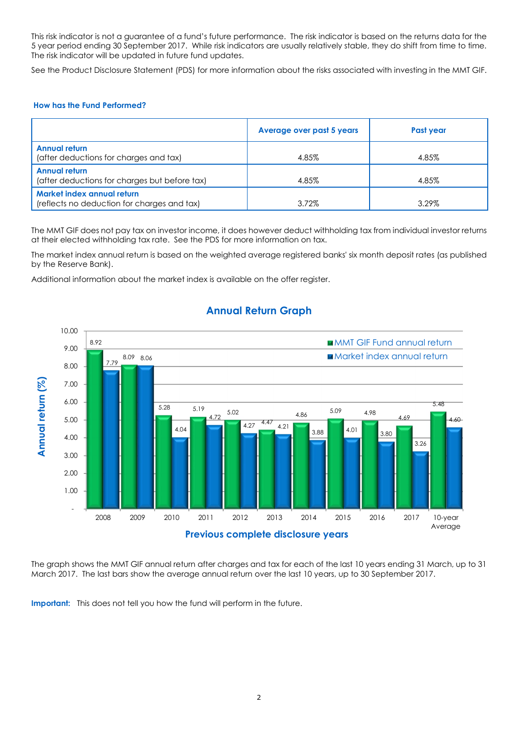This risk indicator is not a guarantee of a fund's future performance. The risk indicator is based on the returns data for the 5 year period ending 30 September 2017. While risk indicators are usually relatively stable, they do shift from time to time. The risk indicator will be updated in future fund updates.

See the Product Disclosure Statement (PDS) for more information about the risks associated with investing in the MMT GIF.

### How has the Fund Performed?

| | Average over past 5 years | Past year |
|---|---|---|
| **Annual return** (after deductions for charges and tax) | 4.85% | 4.85% |
| **Annual return** (after deductions for charges but before tax) | 4.85% | 4.85% |
| **Market index annual return** (reflects no deduction for charges and tax) | 3.72% | 3.29% |

The MMT GIF does not pay tax on investor income, it does however deduct withholding tax from individual investor returns at their elected withholding tax rate. See the PDS for more information on tax.

The market index annual return is based on the weighted average registered banks' six month deposit rates (as published by the Reserve Bank).

Additional information about the market index is available on the offer register.

### Annual Return Graph

| Previous complete disclosure years | MMT GIF Fund annual return | Market index annual return |
|---|---|---|
| 2008 | 8.92 | 7.79 |
| 2009 | 8.09 | 8.06 |
| 2010 | 5.28 | 4.04 |
| 2011 | 5.19 | 4.72 |
| 2012 | 5.02 | 4.27 |
| 2013 | 4.47 | 4.21 |
| 2014 | 4.86 | 3.88 |
| 2015 | 5.09 | 4.01 |
| 2016 | 4.98 | 3.80 |
| 2017 | 4.69 | 3.26 |
| 10-year Average | 5.48 | 4.60 |

The graph shows the MMT GIF annual return after charges and tax for each of the last 10 years ending 31 March, up to 31 March 2017. The last bars show the average annual return over the last 10 years, up to 30 September 2017.

**Important:** This does not tell you how the fund will perform in the future.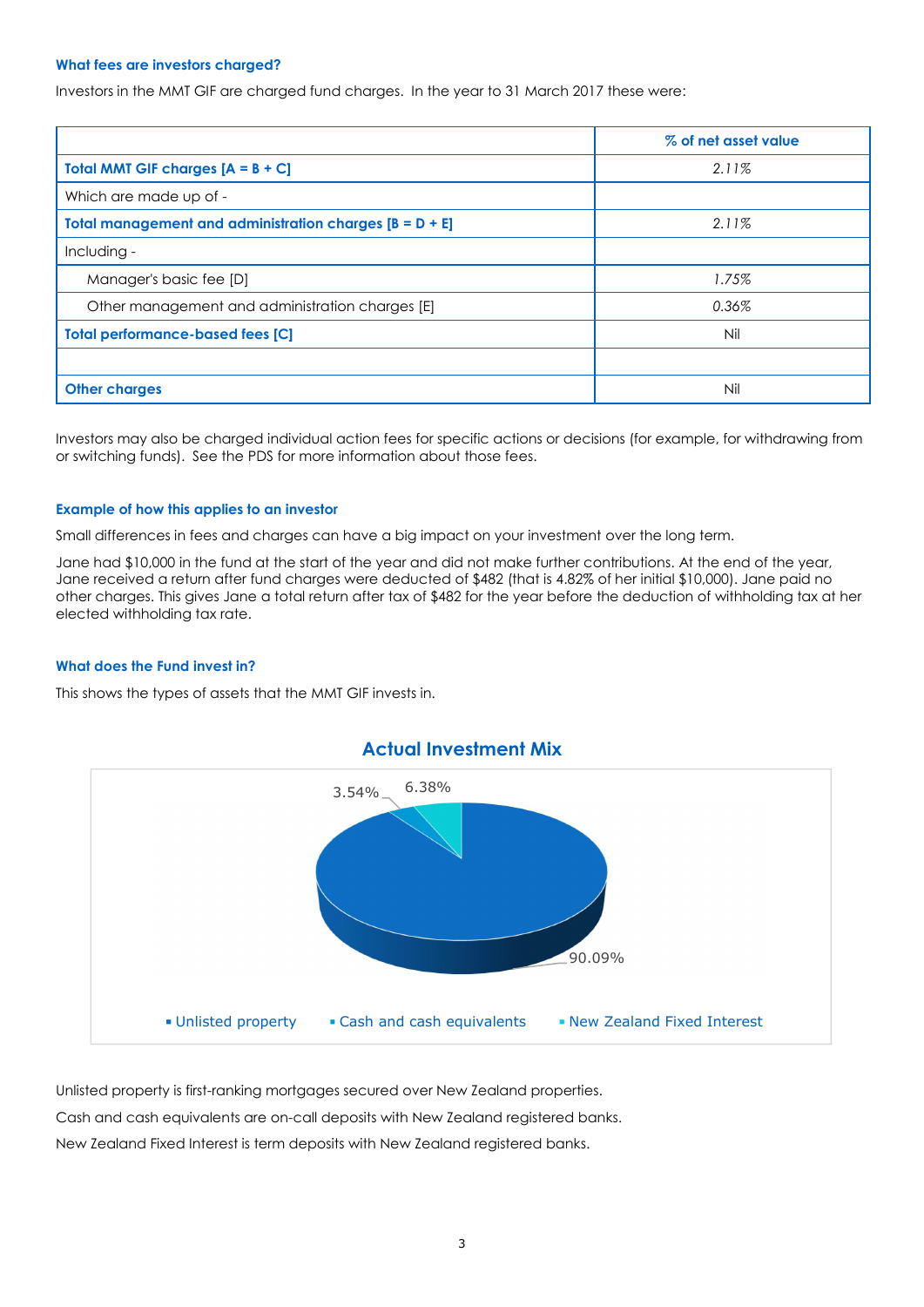### What fees are investors charged?

Investors in the MMT GIF are charged fund charges. In the year to 31 March 2017 these were:

| | % of net asset value |
|---|---|
| **Total MMT GIF charges [A = B + C]** | *2.11%* |
| Which are made up of - | |
| **Total management and administration charges [B = D + E]** | *2.11%* |
| Including - | |
| Manager's basic fee [D] | *1.75%* |
| Other management and administration charges [E] | *0.36%* |
| **Total performance-based fees [C]** | Nil |
| | |
| **Other charges** | Nil |

Investors may also be charged individual action fees for specific actions or decisions (for example, for withdrawing from or switching funds). See the PDS for more information about those fees.

### Example of how this applies to an investor

Small differences in fees and charges can have a big impact on your investment over the long term.

Jane had $10,000 in the fund at the start of the year and did not make further contributions. At the end of the year, Jane received a return after fund charges were deducted of $482 (that is 4.82% of her initial $10,000). Jane paid no other charges. This gives Jane a total return after tax of $482 for the year before the deduction of withholding tax at her elected withholding tax rate.

### What does the Fund invest in?

This shows the types of assets that the MMT GIF invests in.

**Actual Investment Mix**

- Unlisted property: 90.09%
- Cash and cash equivalents: 3.54%
- New Zealand Fixed Interest: 6.38%

Unlisted property is first-ranking mortgages secured over New Zealand properties.

Cash and cash equivalents are on-call deposits with New Zealand registered banks.

New Zealand Fixed Interest is term deposits with New Zealand registered banks.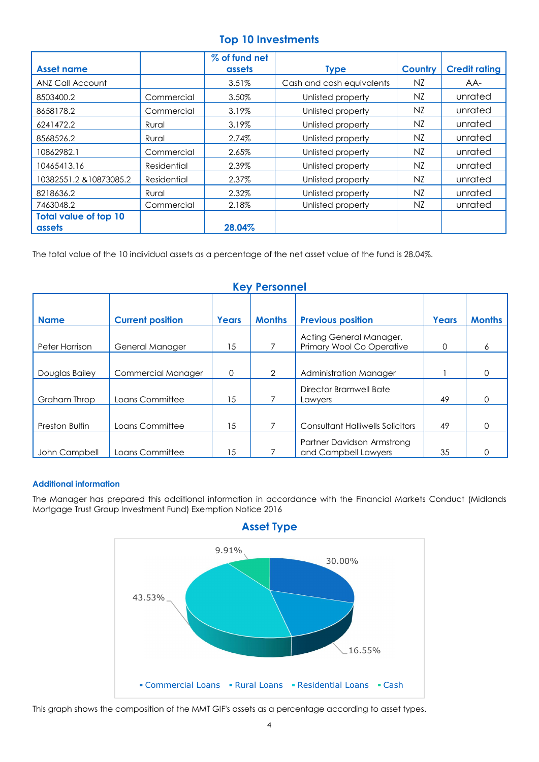## Top 10 Investments

| Asset name | | % of fund net assets | Type | Country | Credit rating |
|---|---|---|---|---|---|
| ANZ Call Account | | 3.51% | Cash and cash equivalents | NZ | AA- |
| 8503400.2 | Commercial | 3.50% | Unlisted property | NZ | unrated |
| 8658178.2 | Commercial | 3.19% | Unlisted property | NZ | unrated |
| 6241472.2 | Rural | 3.19% | Unlisted property | NZ | unrated |
| 8568526.2 | Rural | 2.74% | Unlisted property | NZ | unrated |
| 10862982.1 | Commercial | 2.65% | Unlisted property | NZ | unrated |
| 10465413.16 | Residential | 2.39% | Unlisted property | NZ | unrated |
| 10382551.2 &10873085.2 | Residential | 2.37% | Unlisted property | NZ | unrated |
| 8218636.2 | Rural | 2.32% | Unlisted property | NZ | unrated |
| 7463048.2 | Commercial | 2.18% | Unlisted property | NZ | unrated |
| **Total value of top 10 assets** | | **28.04%** | | | |

The total value of the 10 individual assets as a percentage of the net asset value of the fund is 28.04%.

## Key Personnel

| Name | Current position | Years | Months | Previous position | Years | Months |
|---|---|---|---|---|---|---|
| Peter Harrison | General Manager | 15 | 7 | Acting General Manager, Primary Wool Co Operative | 0 | 6 |
| Douglas Bailey | Commercial Manager | 0 | 2 | Administration Manager | 1 | 0 |
| Graham Throp | Loans Committee | 15 | 7 | Director Bramwell Bate Lawyers | 49 | 0 |
| Preston Bulfin | Loans Committee | 15 | 7 | Consultant Halliwells Solicitors | 49 | 0 |
| John Campbell | Loans Committee | 15 | 7 | Partner Davidson Armstrong and Campbell Lawyers | 35 | 0 |

### Additional information

The Manager has prepared this additional information in accordance with the Financial Markets Conduct (Midlands Mortgage Trust Group Investment Fund) Exemption Notice 2016

## Asset Type

| Asset type | % |
|---|---|
| Commercial Loans | 30.00% |
| Rural Loans | 16.55% |
| Residential Loans | 43.53% |
| Cash | 9.91% |

This graph shows the composition of the MMT GIF's assets as a percentage according to asset types.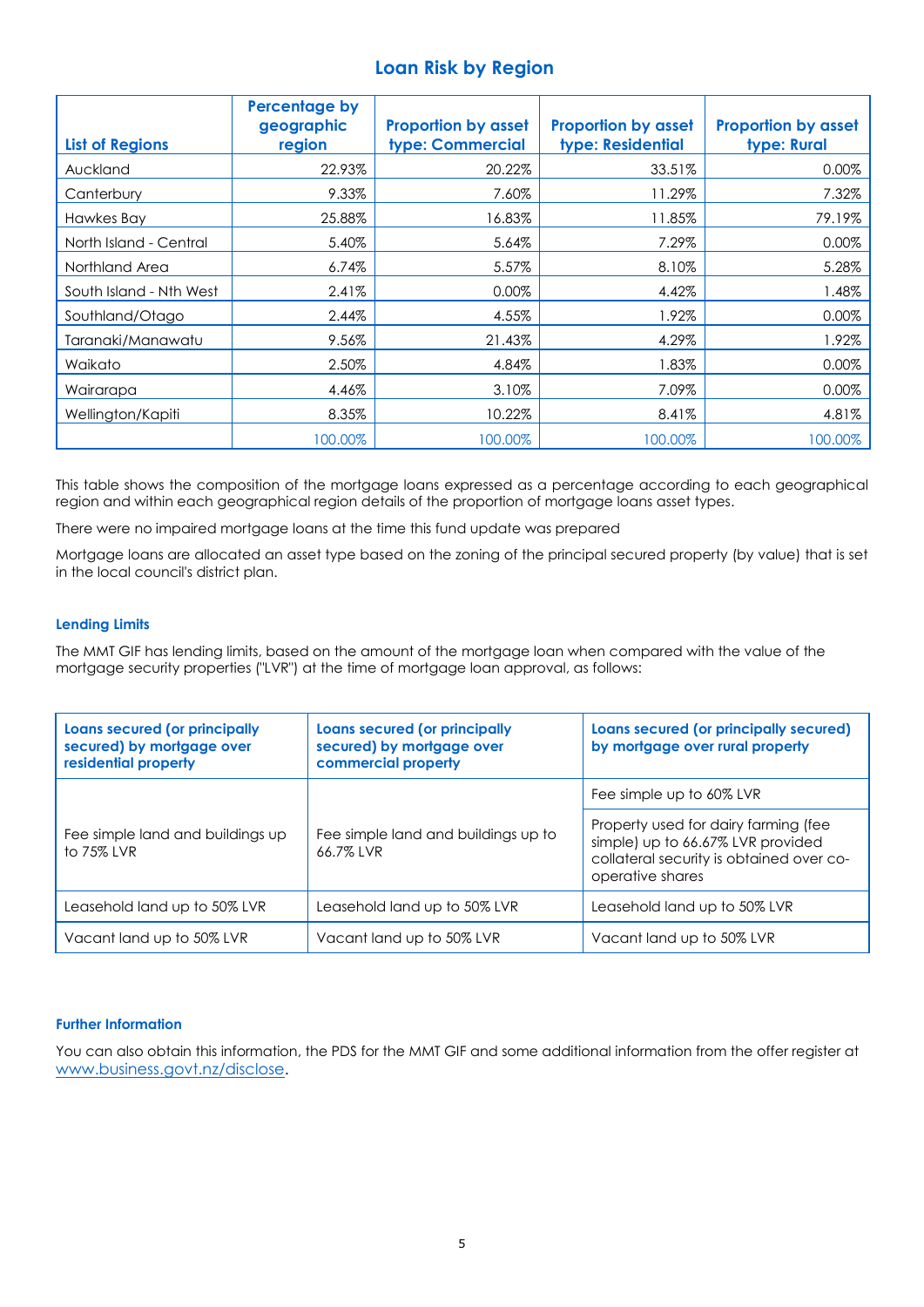## Loan Risk by Region

| List of Regions | Percentage by geographic region | Proportion by asset type: Commercial | Proportion by asset type: Residential | Proportion by asset type: Rural |
|---|---|---|---|---|
| Auckland | 22.93% | 20.22% | 33.51% | 0.00% |
| Canterbury | 9.33% | 7.60% | 11.29% | 7.32% |
| Hawkes Bay | 25.88% | 16.83% | 11.85% | 79.19% |
| North Island - Central | 5.40% | 5.64% | 7.29% | 0.00% |
| Northland Area | 6.74% | 5.57% | 8.10% | 5.28% |
| South Island - Nth West | 2.41% | 0.00% | 4.42% | 1.48% |
| Southland/Otago | 2.44% | 4.55% | 1.92% | 0.00% |
| Taranaki/Manawatu | 9.56% | 21.43% | 4.29% | 1.92% |
| Waikato | 2.50% | 4.84% | 1.83% | 0.00% |
| Wairarapa | 4.46% | 3.10% | 7.09% | 0.00% |
| Wellington/Kapiti | 8.35% | 10.22% | 8.41% | 4.81% |
| | 100.00% | 100.00% | 100.00% | 100.00% |

This table shows the composition of the mortgage loans expressed as a percentage according to each geographical region and within each geographical region details of the proportion of mortgage loans asset types.

There were no impaired mortgage loans at the time this fund update was prepared

Mortgage loans are allocated an asset type based on the zoning of the principal secured property (by value) that is set in the local council's district plan.

### Lending Limits

The MMT GIF has lending limits, based on the amount of the mortgage loan when compared with the value of the mortgage security properties ("LVR") at the time of mortgage loan approval, as follows:

| Loans secured (or principally secured) by mortgage over residential property | Loans secured (or principally secured) by mortgage over commercial property | Loans secured (or principally secured) by mortgage over rural property |
|---|---|---|
| Fee simple land and buildings up to 75% LVR | Fee simple land and buildings up to 66.7% LVR | Fee simple up to 60% LVR |
| | | Property used for dairy farming (fee simple) up to 66.67% LVR provided collateral security is obtained over co-operative shares |
| Leasehold land up to 50% LVR | Leasehold land up to 50% LVR | Leasehold land up to 50% LVR |
| Vacant land up to 50% LVR | Vacant land up to 50% LVR | Vacant land up to 50% LVR |

### Further Information

You can also obtain this information, the PDS for the MMT GIF and some additional information from the offer register at www.business.govt.nz/disclose.